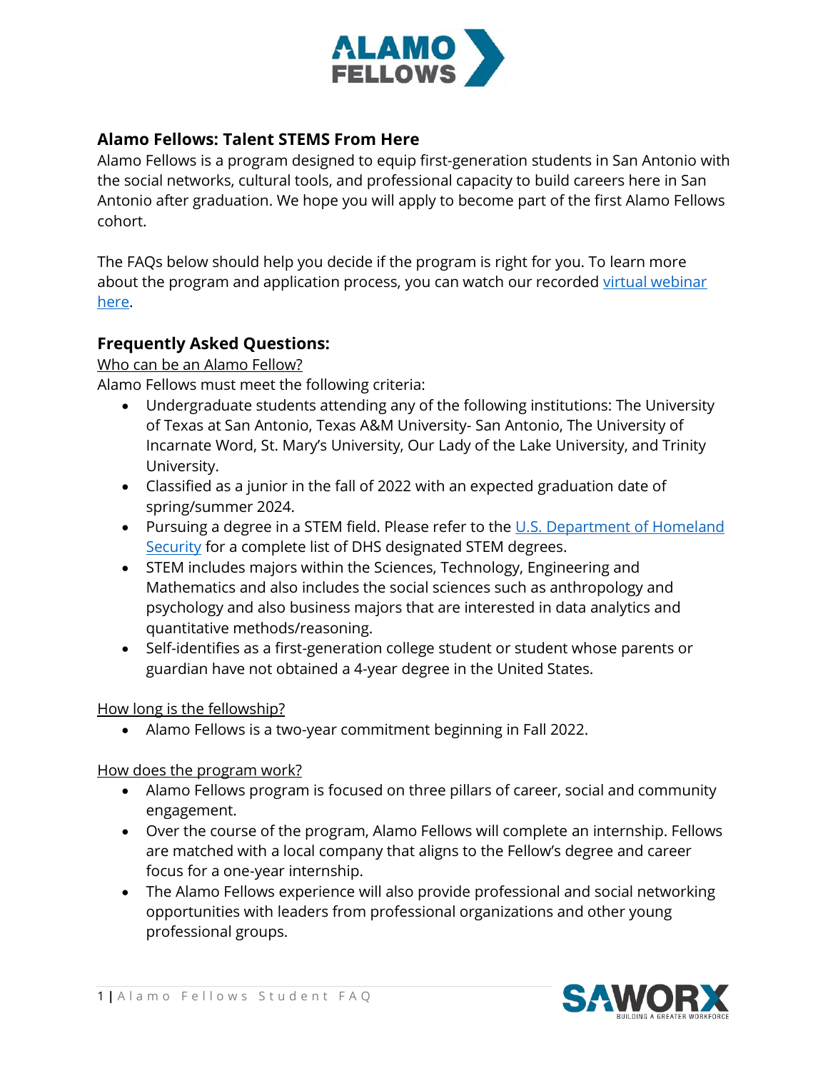## Alamo Fellows: Talent STEMS From Here

Alamo Fellows is a program designed to equip first-generation students in San Antonio with the social networks, cultural tools, and professional capacity to build careers here in San Antonio after graduation. We hope you will apply to become part of the first Alamo Fellows cohort.

The FAQs below should help you decide if the program is right for you. To learn more about the program and application process, you can watch our recorded virtual webinar here.

## Frequently Asked Questions:

Who can be an Alamo Fellow?

Alamo Fellows must meet the following criteria:

- Undergraduate students attending any of the following institutions: The University of Texas at San Antonio, Texas A&M University- San Antonio, The University of Incarnate Word, St. Mary's University, Our Lady of the Lake University, and Trinity University.
- Classified as a junior in the fall of 2022 with an expected graduation date of spring/summer 2024.
- Pursuing a degree in a STEM field. Please refer to the U.S. Department of Homeland Security for a complete list of DHS designated STEM degrees.
- STEM includes majors within the Sciences, Technology, Engineering and Mathematics and also includes the social sciences such as anthropology and psychology and also business majors that are interested in data analytics and quantitative methods/reasoning.
- Self-identifies as a first-generation college student or student whose parents or guardian have not obtained a 4-year degree in the United States.

How long is the fellowship?

- Alamo Fellows is a two-year commitment beginning in Fall 2022.

How does the program work?

- Alamo Fellows program is focused on three pillars of career, social and community engagement.
- Over the course of the program, Alamo Fellows will complete an internship. Fellows are matched with a local company that aligns to the Fellow's degree and career focus for a one-year internship.
- The Alamo Fellows experience will also provide professional and social networking opportunities with leaders from professional organizations and other young professional groups.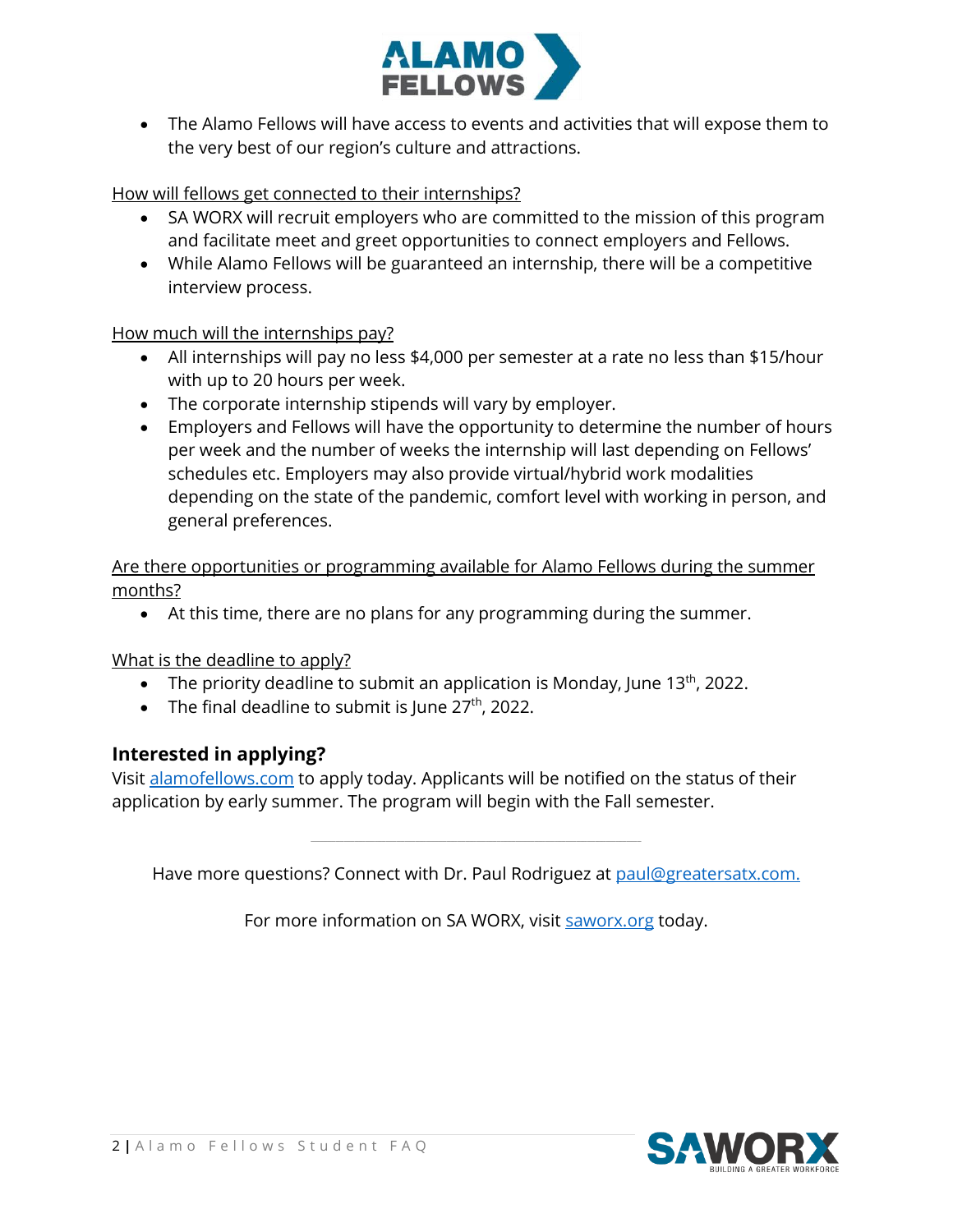- The Alamo Fellows will have access to events and activities that will expose them to the very best of our region's culture and attractions.

How will fellows get connected to their internships?

- SA WORX will recruit employers who are committed to the mission of this program and facilitate meet and greet opportunities to connect employers and Fellows.
- While Alamo Fellows will be guaranteed an internship, there will be a competitive interview process.

How much will the internships pay?

- All internships will pay no less $4,000 per semester at a rate no less than $15/hour with up to 20 hours per week.
- The corporate internship stipends will vary by employer.
- Employers and Fellows will have the opportunity to determine the number of hours per week and the number of weeks the internship will last depending on Fellows' schedules etc. Employers may also provide virtual/hybrid work modalities depending on the state of the pandemic, comfort level with working in person, and general preferences.

Are there opportunities or programming available for Alamo Fellows during the summer months?

- At this time, there are no plans for any programming during the summer.

What is the deadline to apply?

- The priority deadline to submit an application is Monday, June 13th, 2022.
- The final deadline to submit is June 27th, 2022.

### Interested in applying?

Visit alamofellows.com to apply today. Applicants will be notified on the status of their application by early summer. The program will begin with the Fall semester.

---

Have more questions? Connect with Dr. Paul Rodriguez at paul@greatersatx.com.

For more information on SA WORX, visit saworx.org today.